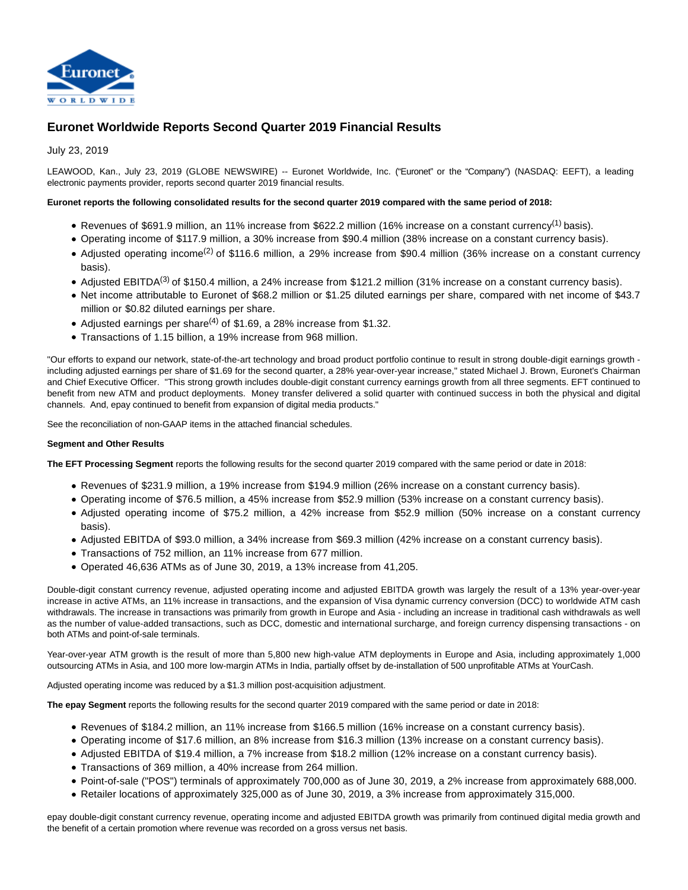# Euronet Worldwide Reports Second Quarter 2019 Financial Results

July 23, 2019

LEAWOOD, Kan., July 23, 2019 (GLOBE NEWSWIRE) -- Euronet Worldwide, Inc. ("Euronet" or the "Company") (NASDAQ: EEFT), a leading electronic payments provider, reports second quarter 2019 financial results.

**Euronet reports the following consolidated results for the second quarter 2019 compared with the same period of 2018:**

- Revenues of $691.9 million, an 11% increase from $622.2 million (16% increase on a constant currency(1) basis).
- Operating income of $117.9 million, a 30% increase from $90.4 million (38% increase on a constant currency basis).
- Adjusted operating income(2) of $116.6 million, a 29% increase from $90.4 million (36% increase on a constant currency basis).
- Adjusted EBITDA(3) of $150.4 million, a 24% increase from $121.2 million (31% increase on a constant currency basis).
- Net income attributable to Euronet of $68.2 million or $1.25 diluted earnings per share, compared with net income of $43.7 million or $0.82 diluted earnings per share.
- Adjusted earnings per share(4) of $1.69, a 28% increase from $1.32.
- Transactions of 1.15 billion, a 19% increase from 968 million.

"Our efforts to expand our network, state-of-the-art technology and broad product portfolio continue to result in strong double-digit earnings growth - including adjusted earnings per share of $1.69 for the second quarter, a 28% year-over-year increase," stated Michael J. Brown, Euronet's Chairman and Chief Executive Officer. "This strong growth includes double-digit constant currency earnings growth from all three segments. EFT continued to benefit from new ATM and product deployments. Money transfer delivered a solid quarter with continued success in both the physical and digital channels. And, epay continued to benefit from expansion of digital media products."

See the reconciliation of non-GAAP items in the attached financial schedules.

**Segment and Other Results**

**The EFT Processing Segment** reports the following results for the second quarter 2019 compared with the same period or date in 2018:

- Revenues of $231.9 million, a 19% increase from $194.9 million (26% increase on a constant currency basis).
- Operating income of $76.5 million, a 45% increase from $52.9 million (53% increase on a constant currency basis).
- Adjusted operating income of $75.2 million, a 42% increase from $52.9 million (50% increase on a constant currency basis).
- Adjusted EBITDA of $93.0 million, a 34% increase from $69.3 million (42% increase on a constant currency basis).
- Transactions of 752 million, an 11% increase from 677 million.
- Operated 46,636 ATMs as of June 30, 2019, a 13% increase from 41,205.

Double-digit constant currency revenue, adjusted operating income and adjusted EBITDA growth was largely the result of a 13% year-over-year increase in active ATMs, an 11% increase in transactions, and the expansion of Visa dynamic currency conversion (DCC) to worldwide ATM cash withdrawals. The increase in transactions was primarily from growth in Europe and Asia - including an increase in traditional cash withdrawals as well as the number of value-added transactions, such as DCC, domestic and international surcharge, and foreign currency dispensing transactions - on both ATMs and point-of-sale terminals.

Year-over-year ATM growth is the result of more than 5,800 new high-value ATM deployments in Europe and Asia, including approximately 1,000 outsourcing ATMs in Asia, and 100 more low-margin ATMs in India, partially offset by de-installation of 500 unprofitable ATMs at YourCash.

Adjusted operating income was reduced by a $1.3 million post-acquisition adjustment.

**The epay Segment** reports the following results for the second quarter 2019 compared with the same period or date in 2018:

- Revenues of $184.2 million, an 11% increase from $166.5 million (16% increase on a constant currency basis).
- Operating income of $17.6 million, an 8% increase from $16.3 million (13% increase on a constant currency basis).
- Adjusted EBITDA of $19.4 million, a 7% increase from $18.2 million (12% increase on a constant currency basis).
- Transactions of 369 million, a 40% increase from 264 million.
- Point-of-sale ("POS") terminals of approximately 700,000 as of June 30, 2019, a 2% increase from approximately 688,000.
- Retailer locations of approximately 325,000 as of June 30, 2019, a 3% increase from approximately 315,000.

epay double-digit constant currency revenue, operating income and adjusted EBITDA growth was primarily from continued digital media growth and the benefit of a certain promotion where revenue was recorded on a gross versus net basis.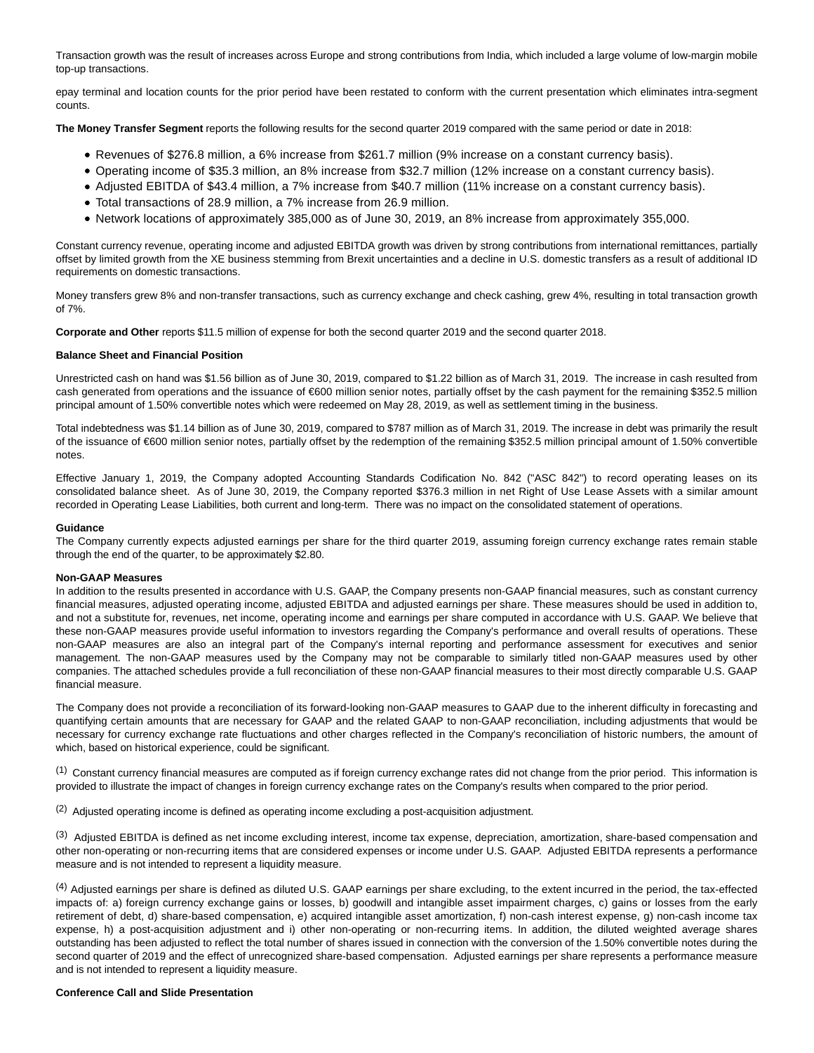Transaction growth was the result of increases across Europe and strong contributions from India, which included a large volume of low-margin mobile top-up transactions.

epay terminal and location counts for the prior period have been restated to conform with the current presentation which eliminates intra-segment counts.

**The Money Transfer Segment** reports the following results for the second quarter 2019 compared with the same period or date in 2018:

- Revenues of $276.8 million, a 6% increase from $261.7 million (9% increase on a constant currency basis).
- Operating income of $35.3 million, an 8% increase from $32.7 million (12% increase on a constant currency basis).
- Adjusted EBITDA of $43.4 million, a 7% increase from $40.7 million (11% increase on a constant currency basis).
- Total transactions of 28.9 million, a 7% increase from 26.9 million.
- Network locations of approximately 385,000 as of June 30, 2019, an 8% increase from approximately 355,000.

Constant currency revenue, operating income and adjusted EBITDA growth was driven by strong contributions from international remittances, partially offset by limited growth from the XE business stemming from Brexit uncertainties and a decline in U.S. domestic transfers as a result of additional ID requirements on domestic transactions.

Money transfers grew 8% and non-transfer transactions, such as currency exchange and check cashing, grew 4%, resulting in total transaction growth of 7%.

**Corporate and Other** reports $11.5 million of expense for both the second quarter 2019 and the second quarter 2018.

**Balance Sheet and Financial Position**

Unrestricted cash on hand was $1.56 billion as of June 30, 2019, compared to $1.22 billion as of March 31, 2019. The increase in cash resulted from cash generated from operations and the issuance of €600 million senior notes, partially offset by the cash payment for the remaining $352.5 million principal amount of 1.50% convertible notes which were redeemed on May 28, 2019, as well as settlement timing in the business.

Total indebtedness was $1.14 billion as of June 30, 2019, compared to $787 million as of March 31, 2019. The increase in debt was primarily the result of the issuance of €600 million senior notes, partially offset by the redemption of the remaining $352.5 million principal amount of 1.50% convertible notes.

Effective January 1, 2019, the Company adopted Accounting Standards Codification No. 842 ("ASC 842") to record operating leases on its consolidated balance sheet. As of June 30, 2019, the Company reported $376.3 million in net Right of Use Lease Assets with a similar amount recorded in Operating Lease Liabilities, both current and long-term. There was no impact on the consolidated statement of operations.

**Guidance**

The Company currently expects adjusted earnings per share for the third quarter 2019, assuming foreign currency exchange rates remain stable through the end of the quarter, to be approximately $2.80.

**Non-GAAP Measures**

In addition to the results presented in accordance with U.S. GAAP, the Company presents non-GAAP financial measures, such as constant currency financial measures, adjusted operating income, adjusted EBITDA and adjusted earnings per share. These measures should be used in addition to, and not a substitute for, revenues, net income, operating income and earnings per share computed in accordance with U.S. GAAP. We believe that these non-GAAP measures provide useful information to investors regarding the Company's performance and overall results of operations. These non-GAAP measures are also an integral part of the Company's internal reporting and performance assessment for executives and senior management. The non-GAAP measures used by the Company may not be comparable to similarly titled non-GAAP measures used by other companies. The attached schedules provide a full reconciliation of these non-GAAP financial measures to their most directly comparable U.S. GAAP financial measure.

The Company does not provide a reconciliation of its forward-looking non-GAAP measures to GAAP due to the inherent difficulty in forecasting and quantifying certain amounts that are necessary for GAAP and the related GAAP to non-GAAP reconciliation, including adjustments that would be necessary for currency exchange rate fluctuations and other charges reflected in the Company's reconciliation of historic numbers, the amount of which, based on historical experience, could be significant.

(1) Constant currency financial measures are computed as if foreign currency exchange rates did not change from the prior period. This information is provided to illustrate the impact of changes in foreign currency exchange rates on the Company's results when compared to the prior period.

(2) Adjusted operating income is defined as operating income excluding a post-acquisition adjustment.

(3) Adjusted EBITDA is defined as net income excluding interest, income tax expense, depreciation, amortization, share-based compensation and other non-operating or non-recurring items that are considered expenses or income under U.S. GAAP. Adjusted EBITDA represents a performance measure and is not intended to represent a liquidity measure.

(4) Adjusted earnings per share is defined as diluted U.S. GAAP earnings per share excluding, to the extent incurred in the period, the tax-effected impacts of: a) foreign currency exchange gains or losses, b) goodwill and intangible asset impairment charges, c) gains or losses from the early retirement of debt, d) share-based compensation, e) acquired intangible asset amortization, f) non-cash interest expense, g) non-cash income tax expense, h) a post-acquisition adjustment and i) other non-operating or non-recurring items. In addition, the diluted weighted average shares outstanding has been adjusted to reflect the total number of shares issued in connection with the conversion of the 1.50% convertible notes during the second quarter of 2019 and the effect of unrecognized share-based compensation. Adjusted earnings per share represents a performance measure and is not intended to represent a liquidity measure.

**Conference Call and Slide Presentation**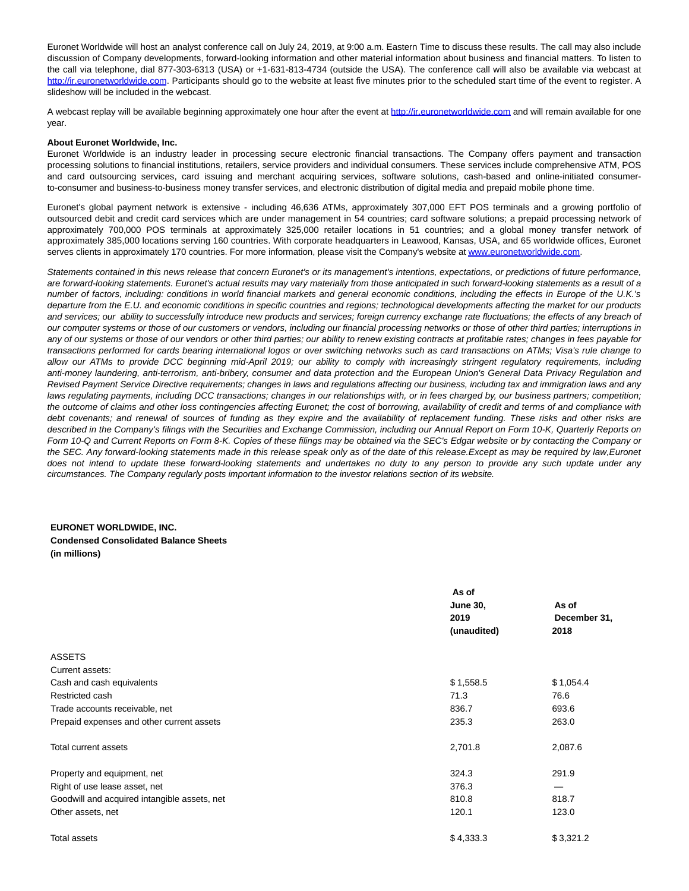Euronet Worldwide will host an analyst conference call on July 24, 2019, at 9:00 a.m. Eastern Time to discuss these results. The call may also include discussion of Company developments, forward-looking information and other material information about business and financial matters. To listen to the call via telephone, dial 877-303-6313 (USA) or +1-631-813-4734 (outside the USA). The conference call will also be available via webcast at http://ir.euronetworldwide.com. Participants should go to the website at least five minutes prior to the scheduled start time of the event to register. A slideshow will be included in the webcast.

A webcast replay will be available beginning approximately one hour after the event at http://ir.euronetworldwide.com and will remain available for one year.

**About Euronet Worldwide, Inc.**
Euronet Worldwide is an industry leader in processing secure electronic financial transactions. The Company offers payment and transaction processing solutions to financial institutions, retailers, service providers and individual consumers. These services include comprehensive ATM, POS and card outsourcing services, card issuing and merchant acquiring services, software solutions, cash-based and online-initiated consumer-to-consumer and business-to-business money transfer services, and electronic distribution of digital media and prepaid mobile phone time.

Euronet's global payment network is extensive - including 46,636 ATMs, approximately 307,000 EFT POS terminals and a growing portfolio of outsourced debit and credit card services which are under management in 54 countries; card software solutions; a prepaid processing network of approximately 700,000 POS terminals at approximately 325,000 retailer locations in 51 countries; and a global money transfer network of approximately 385,000 locations serving 160 countries. With corporate headquarters in Leawood, Kansas, USA, and 65 worldwide offices, Euronet serves clients in approximately 170 countries. For more information, please visit the Company's website at www.euronetworldwide.com.

*Statements contained in this news release that concern Euronet's or its management's intentions, expectations, or predictions of future performance, are forward-looking statements. Euronet's actual results may vary materially from those anticipated in such forward-looking statements as a result of a number of factors, including: conditions in world financial markets and general economic conditions, including the effects in Europe of the U.K.'s departure from the E.U. and economic conditions in specific countries and regions; technological developments affecting the market for our products and services; our ability to successfully introduce new products and services; foreign currency exchange rate fluctuations; the effects of any breach of our computer systems or those of our customers or vendors, including our financial processing networks or those of other third parties; interruptions in any of our systems or those of our vendors or other third parties; our ability to renew existing contracts at profitable rates; changes in fees payable for transactions performed for cards bearing international logos or over switching networks such as card transactions on ATMs; Visa's rule change to allow our ATMs to provide DCC beginning mid-April 2019; our ability to comply with increasingly stringent regulatory requirements, including anti-money laundering, anti-terrorism, anti-bribery, consumer and data protection and the European Union's General Data Privacy Regulation and Revised Payment Service Directive requirements; changes in laws and regulations affecting our business, including tax and immigration laws and any laws regulating payments, including DCC transactions; changes in our relationships with, or in fees charged by, our business partners; competition; the outcome of claims and other loss contingencies affecting Euronet; the cost of borrowing, availability of credit and terms of and compliance with debt covenants; and renewal of sources of funding as they expire and the availability of replacement funding. These risks and other risks are described in the Company's filings with the Securities and Exchange Commission, including our Annual Report on Form 10-K, Quarterly Reports on Form 10-Q and Current Reports on Form 8-K. Copies of these filings may be obtained via the SEC's Edgar website or by contacting the Company or the SEC. Any forward-looking statements made in this release speak only as of the date of this release.Except as may be required by law,Euronet does not intend to update these forward-looking statements and undertakes no duty to any person to provide any such update under any circumstances. The Company regularly posts important information to the investor relations section of its website.*

**EURONET WORLDWIDE, INC.**
**Condensed Consolidated Balance Sheets**
**(in millions)**

| | As of June 30, 2019 (unaudited) | As of December 31, 2018 |
|---|---|---|
| ASSETS | | |
| Current assets: | | |
| Cash and cash equivalents | $ 1,558.5 | $ 1,054.4 |
| Restricted cash | 71.3 | 76.6 |
| Trade accounts receivable, net | 836.7 | 693.6 |
| Prepaid expenses and other current assets | 235.3 | 263.0 |
| Total current assets | 2,701.8 | 2,087.6 |
| Property and equipment, net | 324.3 | 291.9 |
| Right of use lease asset, net | 376.3 | — |
| Goodwill and acquired intangible assets, net | 810.8 | 818.7 |
| Other assets, net | 120.1 | 123.0 |
| Total assets | $ 4,333.3 | $ 3,321.2 |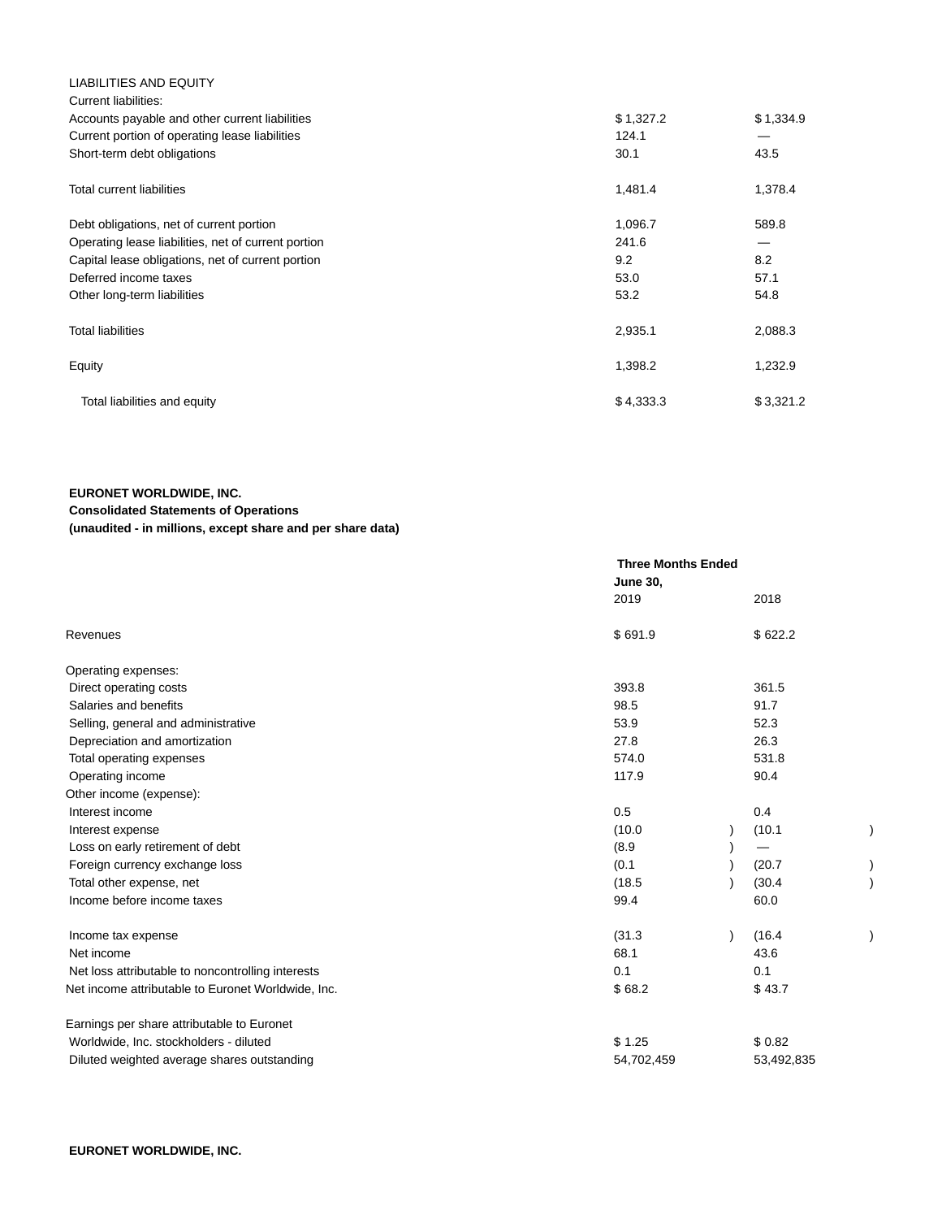| LIABILITIES AND EQUITY | | |
|---|---|---|
| Current liabilities: | | |
| Accounts payable and other current liabilities | $ 1,327.2 | $ 1,334.9 |
| Current portion of operating lease liabilities | 124.1 | — |
| Short-term debt obligations | 30.1 | 43.5 |
| Total current liabilities | 1,481.4 | 1,378.4 |
| Debt obligations, net of current portion | 1,096.7 | 589.8 |
| Operating lease liabilities, net of current portion | 241.6 | — |
| Capital lease obligations, net of current portion | 9.2 | 8.2 |
| Deferred income taxes | 53.0 | 57.1 |
| Other long-term liabilities | 53.2 | 54.8 |
| Total liabilities | 2,935.1 | 2,088.3 |
| Equity | 1,398.2 | 1,232.9 |
| Total liabilities and equity | $ 4,333.3 | $ 3,321.2 |

**EURONET WORLDWIDE, INC.**
**Consolidated Statements of Operations**
**(unaudited - in millions, except share and per share data)**

| | Three Months Ended June 30, | |
|---|---|---|
| | 2019 | 2018 |
| Revenues | $ 691.9 | $ 622.2 |
| Operating expenses: | | |
| Direct operating costs | 393.8 | 361.5 |
| Salaries and benefits | 98.5 | 91.7 |
| Selling, general and administrative | 53.9 | 52.3 |
| Depreciation and amortization | 27.8 | 26.3 |
| Total operating expenses | 574.0 | 531.8 |
| Operating income | 117.9 | 90.4 |
| Other income (expense): | | |
| Interest income | 0.5 | 0.4 |
| Interest expense | (10.0) | (10.1) |
| Loss on early retirement of debt | (8.9) | — |
| Foreign currency exchange loss | (0.1) | (20.7) |
| Total other expense, net | (18.5) | (30.4) |
| Income before income taxes | 99.4 | 60.0 |
| Income tax expense | (31.3) | (16.4) |
| Net income | 68.1 | 43.6 |
| Net loss attributable to noncontrolling interests | 0.1 | 0.1 |
| Net income attributable to Euronet Worldwide, Inc. | $ 68.2 | $ 43.7 |
| Earnings per share attributable to Euronet Worldwide, Inc. stockholders - diluted | $ 1.25 | $ 0.82 |
| Diluted weighted average shares outstanding | 54,702,459 | 53,492,835 |

**EURONET WORLDWIDE, INC.**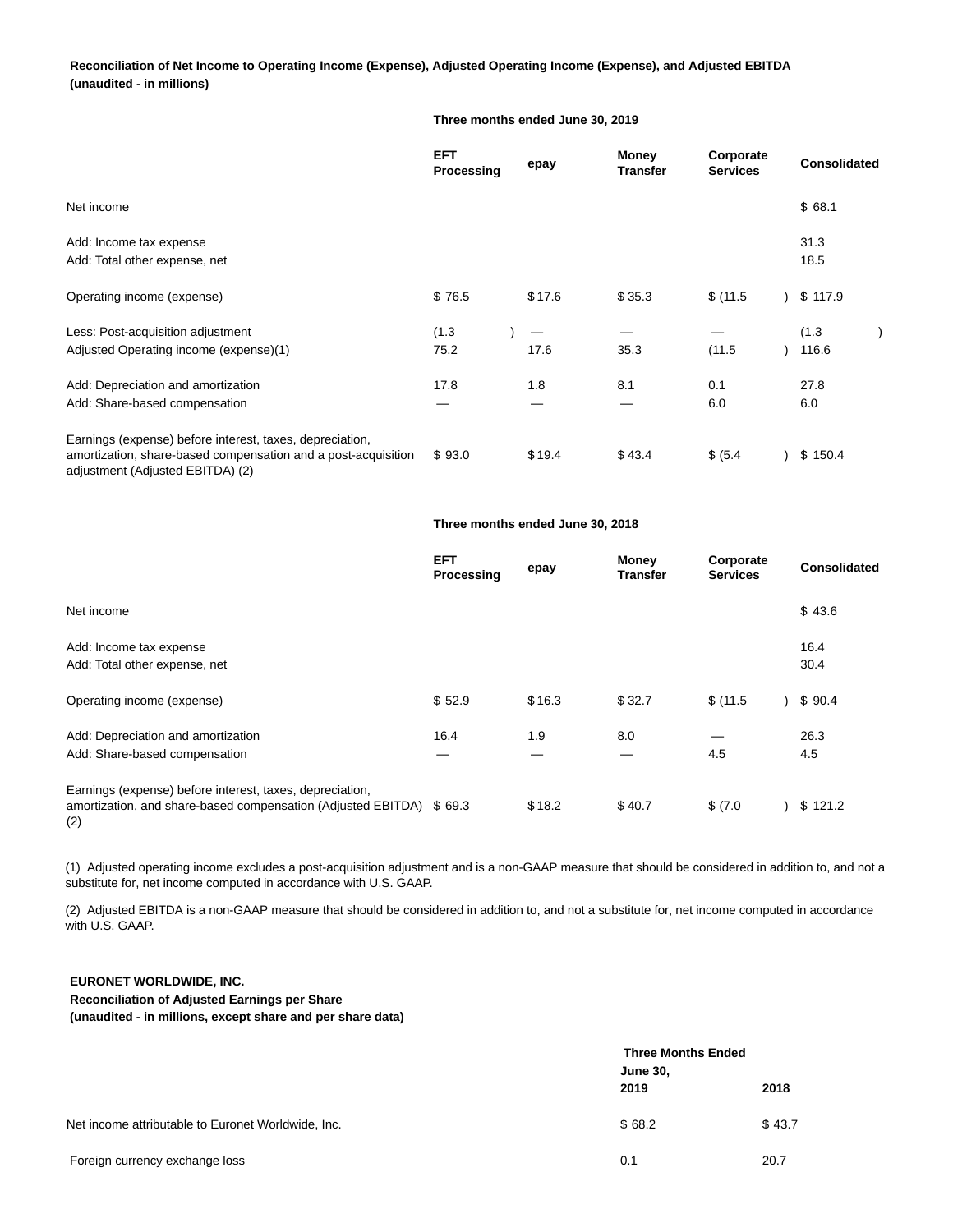**Reconciliation of Net Income to Operating Income (Expense), Adjusted Operating Income (Expense), and Adjusted EBITDA**
**(unaudited - in millions)**

| | Three months ended June 30, 2019 | | | | |
|---|---|---|---|---|---|
| | **EFT Processing** | **epay** | **Money Transfer** | **Corporate Services** | **Consolidated** |
| Net income | | | | | $ 68.1 |
| Add: Income tax expense | | | | | 31.3 |
| Add: Total other expense, net | | | | | 18.5 |
| Operating income (expense) | $ 76.5 | $ 17.6 | $ 35.3 | $ (11.5) | $ 117.9 |
| Less: Post-acquisition adjustment | (1.3) | — | — | — | (1.3) |
| Adjusted Operating income (expense)(1) | 75.2 | 17.6 | 35.3 | (11.5) | 116.6 |
| Add: Depreciation and amortization | 17.8 | 1.8 | 8.1 | 0.1 | 27.8 |
| Add: Share-based compensation | — | — | — | 6.0 | 6.0 |
| Earnings (expense) before interest, taxes, depreciation, amortization, share-based compensation and a post-acquisition adjustment (Adjusted EBITDA) (2) | $ 93.0 | $ 19.4 | $ 43.4 | $ (5.4) | $ 150.4 |

| | Three months ended June 30, 2018 | | | | |
|---|---|---|---|---|---|
| | **EFT Processing** | **epay** | **Money Transfer** | **Corporate Services** | **Consolidated** |
| Net income | | | | | $ 43.6 |
| Add: Income tax expense | | | | | 16.4 |
| Add: Total other expense, net | | | | | 30.4 |
| Operating income (expense) | $ 52.9 | $ 16.3 | $ 32.7 | $ (11.5) | $ 90.4 |
| Add: Depreciation and amortization | 16.4 | 1.9 | 8.0 | — | 26.3 |
| Add: Share-based compensation | — | — | — | 4.5 | 4.5 |
| Earnings (expense) before interest, taxes, depreciation, amortization, and share-based compensation (Adjusted EBITDA) (2) | $ 69.3 | $ 18.2 | $ 40.7 | $ (7.0) | $ 121.2 |

(1) Adjusted operating income excludes a post-acquisition adjustment and is a non-GAAP measure that should be considered in addition to, and not a substitute for, net income computed in accordance with U.S. GAAP.

(2) Adjusted EBITDA is a non-GAAP measure that should be considered in addition to, and not a substitute for, net income computed in accordance with U.S. GAAP.

**EURONET WORLDWIDE, INC.**
**Reconciliation of Adjusted Earnings per Share**
**(unaudited - in millions, except share and per share data)**

| | Three Months Ended June 30, | |
|---|---|---|
| | **2019** | **2018** |
| Net income attributable to Euronet Worldwide, Inc. | $ 68.2 | $ 43.7 |
| Foreign currency exchange loss | 0.1 | 20.7 |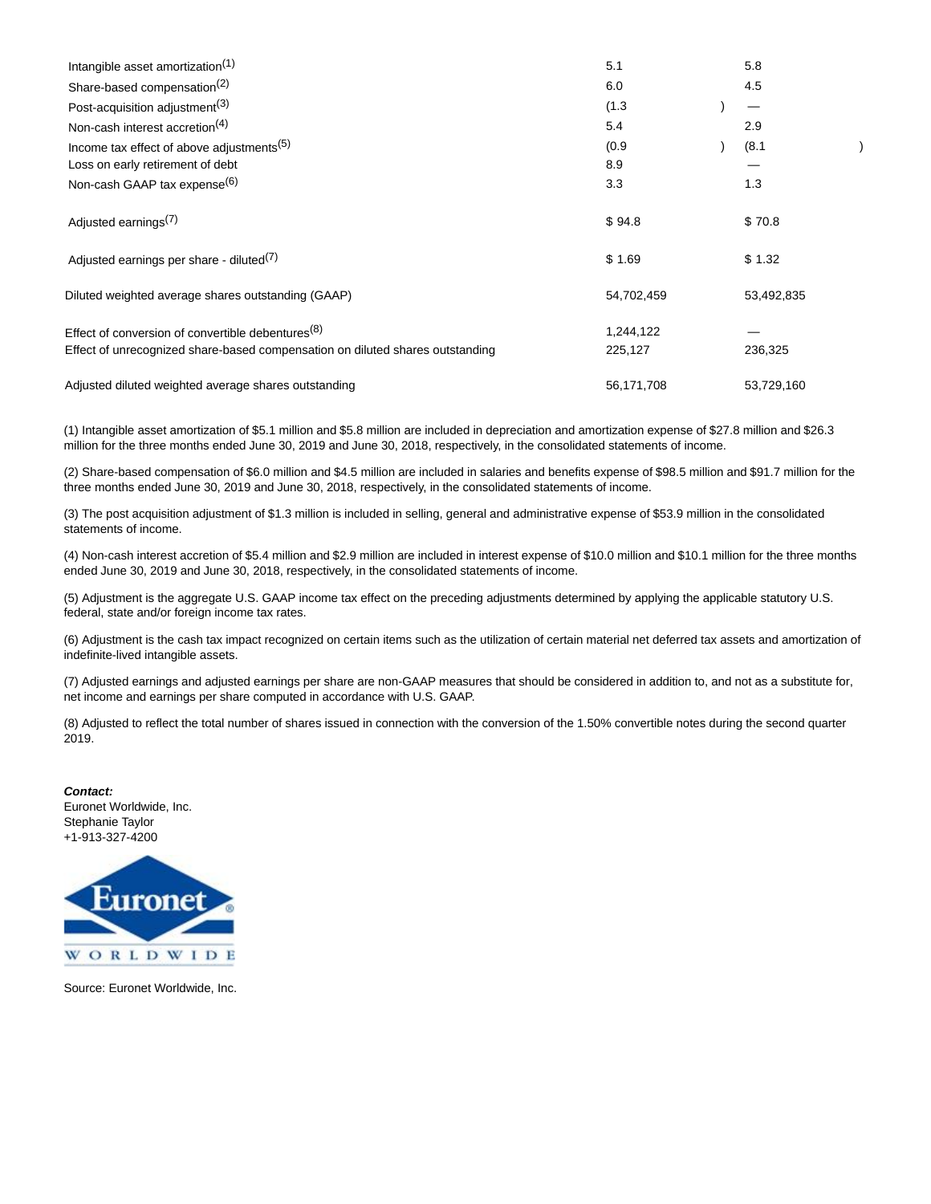| | | |
|---|---|---|
| Intangible asset amortization[1] | 5.1 | 5.8 |
| Share-based compensation[2] | 6.0 | 4.5 |
| Post-acquisition adjustment[3] | (1.3) | — |
| Non-cash interest accretion[4] | 5.4 | 2.9 |
| Income tax effect of above adjustments[5] | (0.9) | (8.1) |
| Loss on early retirement of debt | 8.9 | — |
| Non-cash GAAP tax expense[6] | 3.3 | 1.3 |
| Adjusted earnings[7] | $ 94.8 | $ 70.8 |
| Adjusted earnings per share - diluted[7] | $ 1.69 | $ 1.32 |
| Diluted weighted average shares outstanding (GAAP) | 54,702,459 | 53,492,835 |
| Effect of conversion of convertible debentures[8] | 1,244,122 | — |
| Effect of unrecognized share-based compensation on diluted shares outstanding | 225,127 | 236,325 |
| Adjusted diluted weighted average shares outstanding | 56,171,708 | 53,729,160 |

(1) Intangible asset amortization of $5.1 million and $5.8 million are included in depreciation and amortization expense of $27.8 million and $26.3 million for the three months ended June 30, 2019 and June 30, 2018, respectively, in the consolidated statements of income.

(2) Share-based compensation of $6.0 million and $4.5 million are included in salaries and benefits expense of $98.5 million and $91.7 million for the three months ended June 30, 2019 and June 30, 2018, respectively, in the consolidated statements of income.

(3) The post acquisition adjustment of $1.3 million is included in selling, general and administrative expense of $53.9 million in the consolidated statements of income.

(4) Non-cash interest accretion of $5.4 million and $2.9 million are included in interest expense of $10.0 million and $10.1 million for the three months ended June 30, 2019 and June 30, 2018, respectively, in the consolidated statements of income.

(5) Adjustment is the aggregate U.S. GAAP income tax effect on the preceding adjustments determined by applying the applicable statutory U.S. federal, state and/or foreign income tax rates.

(6) Adjustment is the cash tax impact recognized on certain items such as the utilization of certain material net deferred tax assets and amortization of indefinite-lived intangible assets.

(7) Adjusted earnings and adjusted earnings per share are non-GAAP measures that should be considered in addition to, and not as a substitute for, net income and earnings per share computed in accordance with U.S. GAAP.

(8) Adjusted to reflect the total number of shares issued in connection with the conversion of the 1.50% convertible notes during the second quarter 2019.

***Contact:***
Euronet Worldwide, Inc.
Stephanie Taylor
+1-913-327-4200

Euronet WORLDWIDE

Source: Euronet Worldwide, Inc.